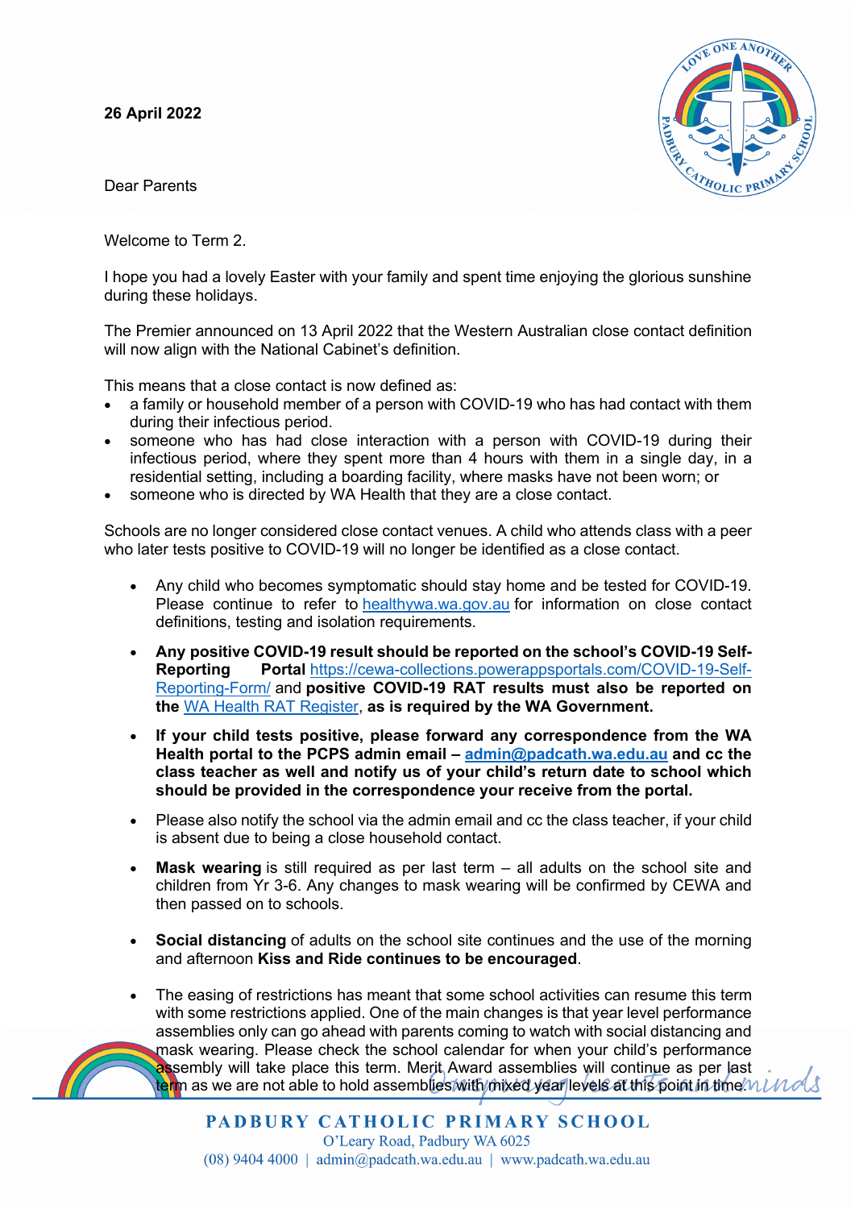**26 April 2022**

Dear Parents

Welcome to Term 2.

I hope you had a lovely Easter with your family and spent time enjoying the glorious sunshine during these holidays.

The Premier announced on 13 April 2022 that the Western Australian close contact definition will now align with the National Cabinet's definition.

This means that a close contact is now defined as:

- a family or household member of a person with COVID-19 who has had contact with them during their infectious period.
- someone who has had close interaction with a person with COVID-19 during their infectious period, where they spent more than 4 hours with them in a single day, in a residential setting, including a boarding facility, where masks have not been worn; or
- someone who is directed by WA Health that they are a close contact.

Schools are no longer considered close contact venues. A child who attends class with a peer who later tests positive to COVID-19 will no longer be identified as a close contact.

- Any child who becomes symptomatic should stay home and be tested for COVID-19. Please continue to refer to healthywa.wa.gov.au for information on close contact definitions, testing and isolation requirements.
- **Any positive COVID-19 result should be reported on the school's COVID-19 Self-Reporting Portal** https://cewa-collections.powerappsportals.com/COVID-19-Self-Reporting-Form/ and **positive COVID-19 RAT results must also be reported on the** WA Health RAT Register**, as is required by the WA Government.**
- **If your child tests positive, please forward any correspondence from the WA Health portal to the PCPS admin email – admin@padcath.wa.edu.au and cc the class teacher as well and notify us of your child's return date to school which should be provided in the correspondence your receive from the portal.**
- Please also notify the school via the admin email and cc the class teacher, if your child is absent due to being a close household contact.
- **Mask wearing** is still required as per last term – all adults on the school site and children from Yr 3-6. Any changes to mask wearing will be confirmed by CEWA and then passed on to schools.
- **Social distancing** of adults on the school site continues and the use of the morning and afternoon **Kiss and Ride continues to be encouraged**.
- The easing of restrictions has meant that some school activities can resume this term with some restrictions applied. One of the main changes is that year level performance assemblies only can go ahead with parents coming to watch with social distancing and mask wearing. Please check the school calendar for when your child's performance assembly will take place this term. Merit Award assemblies will continue as per last term as we are not able to hold assemblies with mixed year levels at this point in time.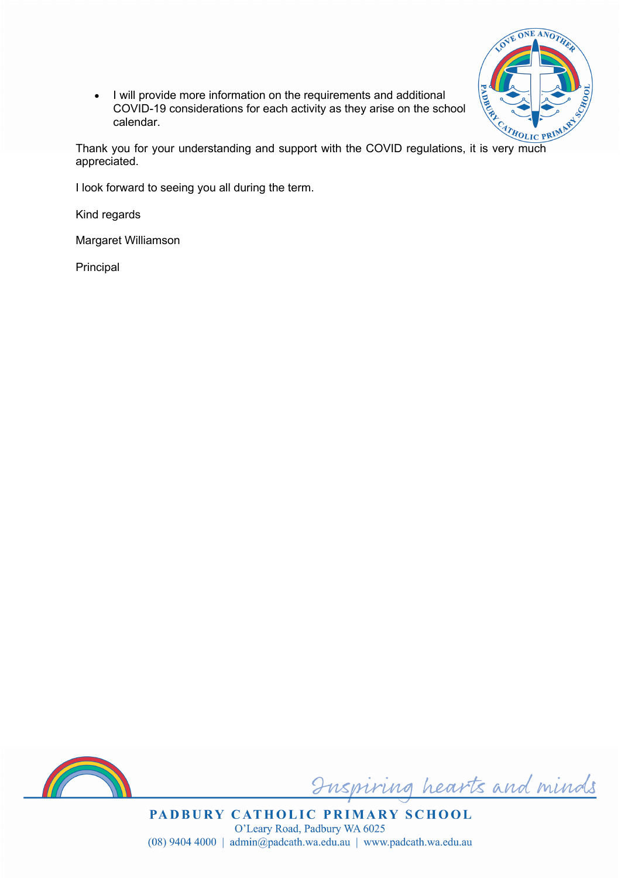- I will provide more information on the requirements and additional COVID-19 considerations for each activity as they arise on the school calendar.

Thank you for your understanding and support with the COVID regulations, it is very much appreciated.

I look forward to seeing you all during the term.

Kind regards

Margaret Williamson

Principal